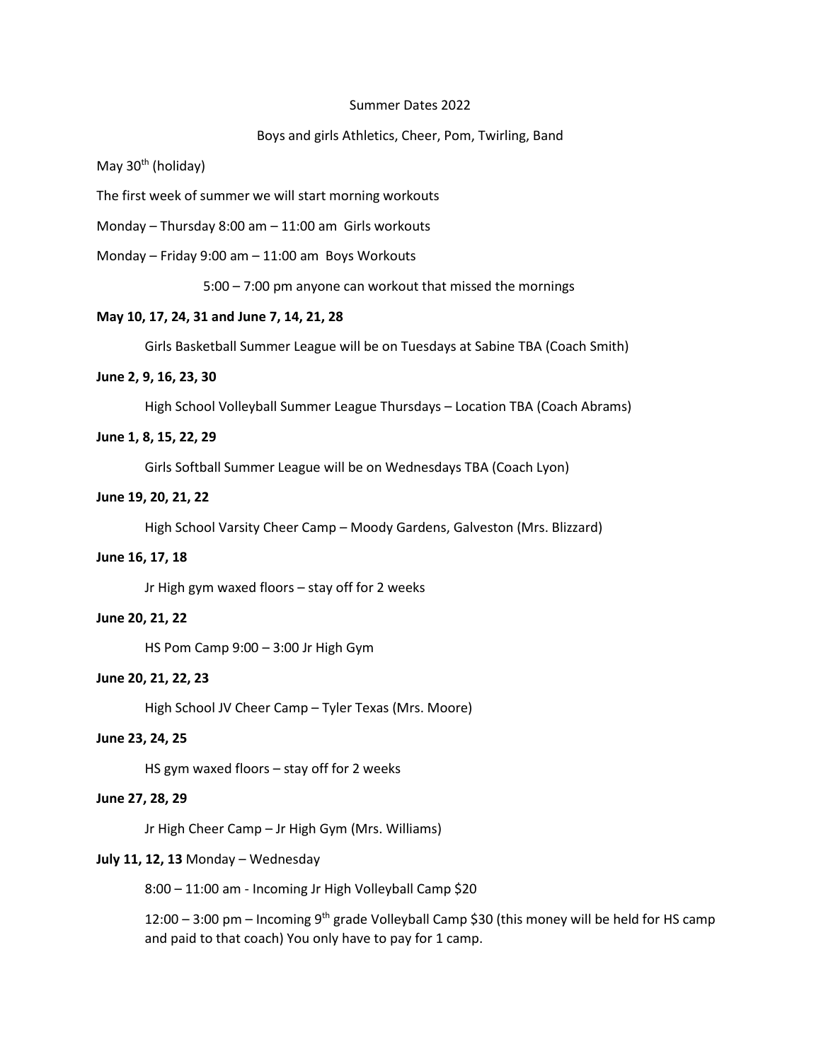Summer Dates 2022

Boys and girls Athletics, Cheer, Pom, Twirling, Band

May 30th (holiday)

The first week of summer we will start morning workouts

Monday – Thursday 8:00 am – 11:00 am Girls workouts

Monday – Friday 9:00 am – 11:00 am Boys Workouts

5:00 – 7:00 pm anyone can workout that missed the mornings

**May 10, 17, 24, 31 and June 7, 14, 21, 28**

Girls Basketball Summer League will be on Tuesdays at Sabine TBA (Coach Smith)

**June 2, 9, 16, 23, 30**

High School Volleyball Summer League Thursdays – Location TBA (Coach Abrams)

**June 1, 8, 15, 22, 29**

Girls Softball Summer League will be on Wednesdays TBA (Coach Lyon)

**June 19, 20, 21, 22**

High School Varsity Cheer Camp – Moody Gardens, Galveston (Mrs. Blizzard)

**June 16, 17, 18**

Jr High gym waxed floors – stay off for 2 weeks

**June 20, 21, 22**

HS Pom Camp 9:00 – 3:00 Jr High Gym

**June 20, 21, 22, 23**

High School JV Cheer Camp – Tyler Texas (Mrs. Moore)

**June 23, 24, 25**

HS gym waxed floors – stay off for 2 weeks

**June 27, 28, 29**

Jr High Cheer Camp – Jr High Gym (Mrs. Williams)

**July 11, 12, 13** Monday – Wednesday

8:00 – 11:00 am - Incoming Jr High Volleyball Camp $20

12:00 – 3:00 pm – Incoming 9th grade Volleyball Camp $30 (this money will be held for HS camp and paid to that coach) You only have to pay for 1 camp.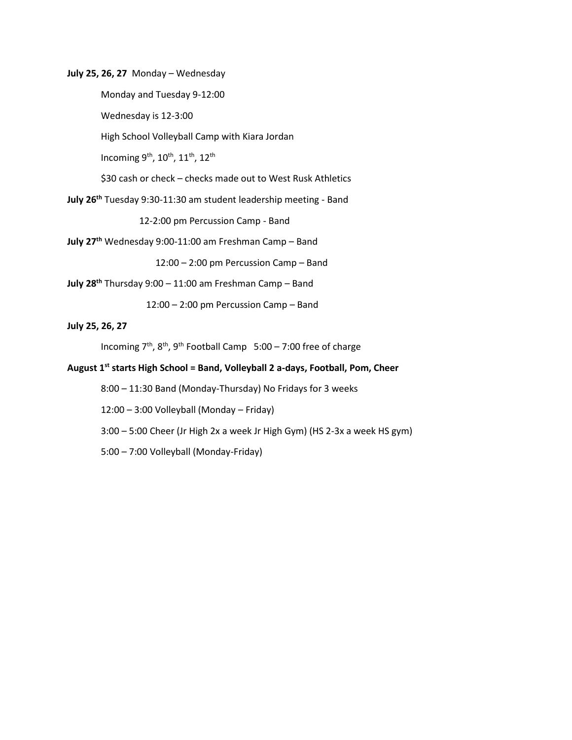**July 25, 26, 27** Monday – Wednesday

Monday and Tuesday 9-12:00

Wednesday is 12-3:00

High School Volleyball Camp with Kiara Jordan

Incoming 9th, 10th, 11th, 12th

$30 cash or check – checks made out to West Rusk Athletics

**July 26th** Tuesday 9:30-11:30 am student leadership meeting - Band

12-2:00 pm Percussion Camp - Band

**July 27th** Wednesday 9:00-11:00 am Freshman Camp – Band

12:00 – 2:00 pm Percussion Camp – Band

**July 28th** Thursday 9:00 – 11:00 am Freshman Camp – Band

12:00 – 2:00 pm Percussion Camp – Band

**July 25, 26, 27**

Incoming 7th, 8th, 9th Football Camp 5:00 – 7:00 free of charge

**August 1st starts High School = Band, Volleyball 2 a-days, Football, Pom, Cheer**

8:00 – 11:30 Band (Monday-Thursday) No Fridays for 3 weeks

12:00 – 3:00 Volleyball (Monday – Friday)

3:00 – 5:00 Cheer (Jr High 2x a week Jr High Gym) (HS 2-3x a week HS gym)

5:00 – 7:00 Volleyball (Monday-Friday)